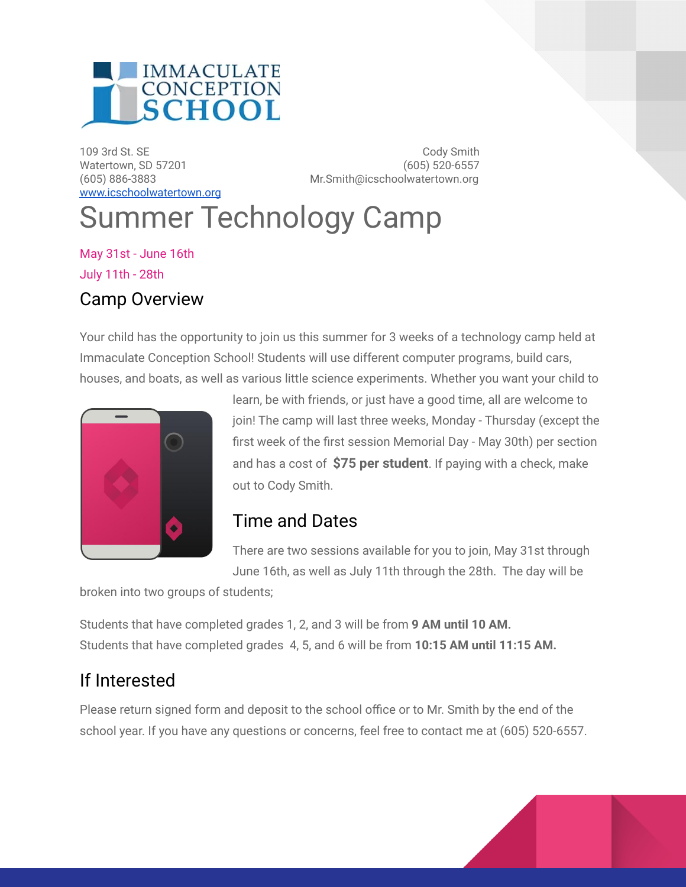IMMACULATE CONCEPTION SCHOOL

109 3rd St. SE
Watertown, SD 57201
(605) 886-3883
www.icschoolwatertown.org

Cody Smith
(605) 520-6557
Mr.Smith@icschoolwatertown.org

# Summer Technology Camp

May 31st - June 16th
July 11th - 28th

## Camp Overview

Your child has the opportunity to join us this summer for 3 weeks of a technology camp held at Immaculate Conception School! Students will use different computer programs, build cars, houses, and boats, as well as various little science experiments. Whether you want your child to learn, be with friends, or just have a good time, all are welcome to join! The camp will last three weeks, Monday - Thursday (except the first week of the first session Memorial Day - May 30th) per section and has a cost of **$75 per student**. If paying with a check, make out to Cody Smith.

## Time and Dates

There are two sessions available for you to join, May 31st through June 16th, as well as July 11th through the 28th. The day will be broken into two groups of students;

Students that have completed grades 1, 2, and 3 will be from **9 AM until 10 AM.**
Students that have completed grades 4, 5, and 6 will be from **10:15 AM until 11:15 AM.**

## If Interested

Please return signed form and deposit to the school office or to Mr. Smith by the end of the school year. If you have any questions or concerns, feel free to contact me at (605) 520-6557.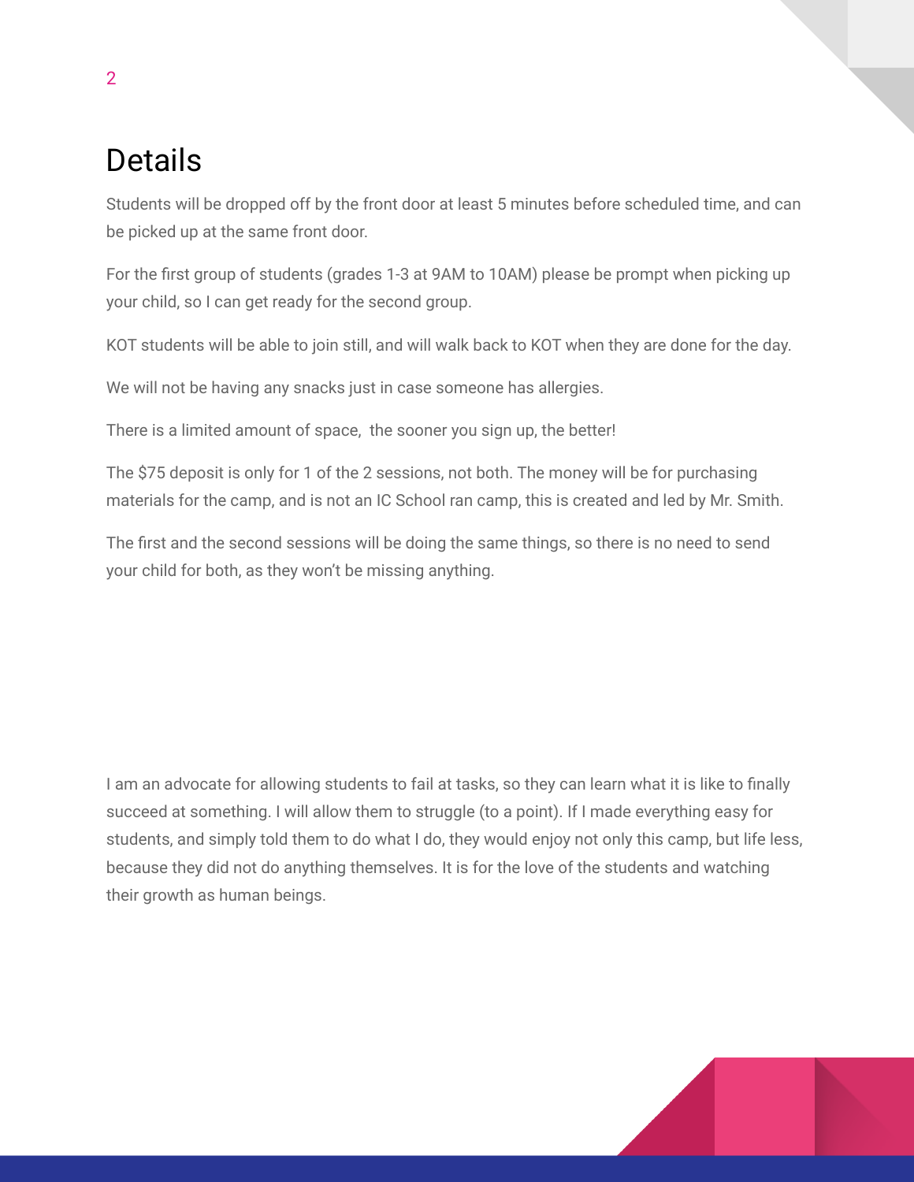# Details

Students will be dropped off by the front door at least 5 minutes before scheduled time, and can be picked up at the same front door.

For the first group of students (grades 1-3 at 9AM to 10AM) please be prompt when picking up your child, so I can get ready for the second group.

KOT students will be able to join still, and will walk back to KOT when they are done for the day.

We will not be having any snacks just in case someone has allergies.

There is a limited amount of space,  the sooner you sign up, the better!

The $75 deposit is only for 1 of the 2 sessions, not both. The money will be for purchasing materials for the camp, and is not an IC School ran camp, this is created and led by Mr. Smith.

The first and the second sessions will be doing the same things, so there is no need to send your child for both, as they won't be missing anything.

I am an advocate for allowing students to fail at tasks, so they can learn what it is like to finally succeed at something. I will allow them to struggle (to a point). If I made everything easy for students, and simply told them to do what I do, they would enjoy not only this camp, but life less, because they did not do anything themselves. It is for the love of the students and watching their growth as human beings.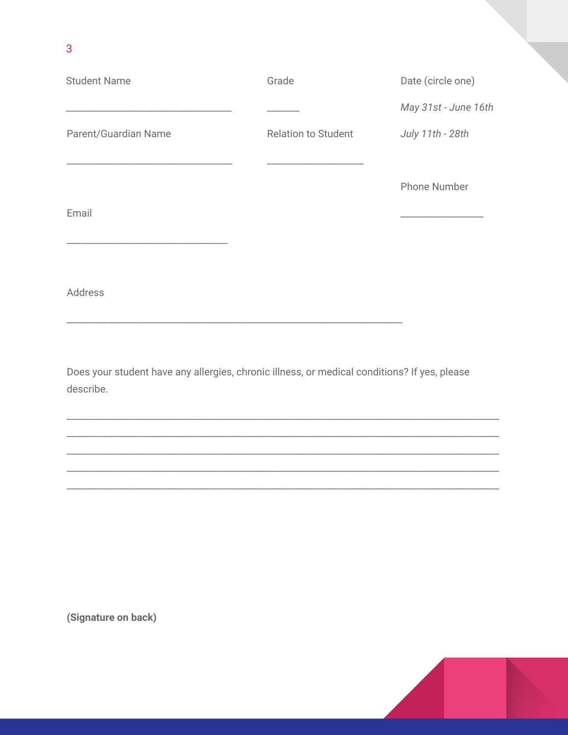Student Name

_______________________________

Grade

______

Date (circle one)

*May 31st - June 16th*

*July 11th - 28th*

Parent/Guardian Name

_______________________________

Relation to Student

__________________

Phone Number

_______________

Email

______________________________

Address

_______________________________________________________________

Does your student have any allergies, chronic illness, or medical conditions? If yes, please describe.

_______________________________________________________________________________
_______________________________________________________________________________
_______________________________________________________________________________
_______________________________________________________________________________
_______________________________________________________________________________

**(Signature on back)**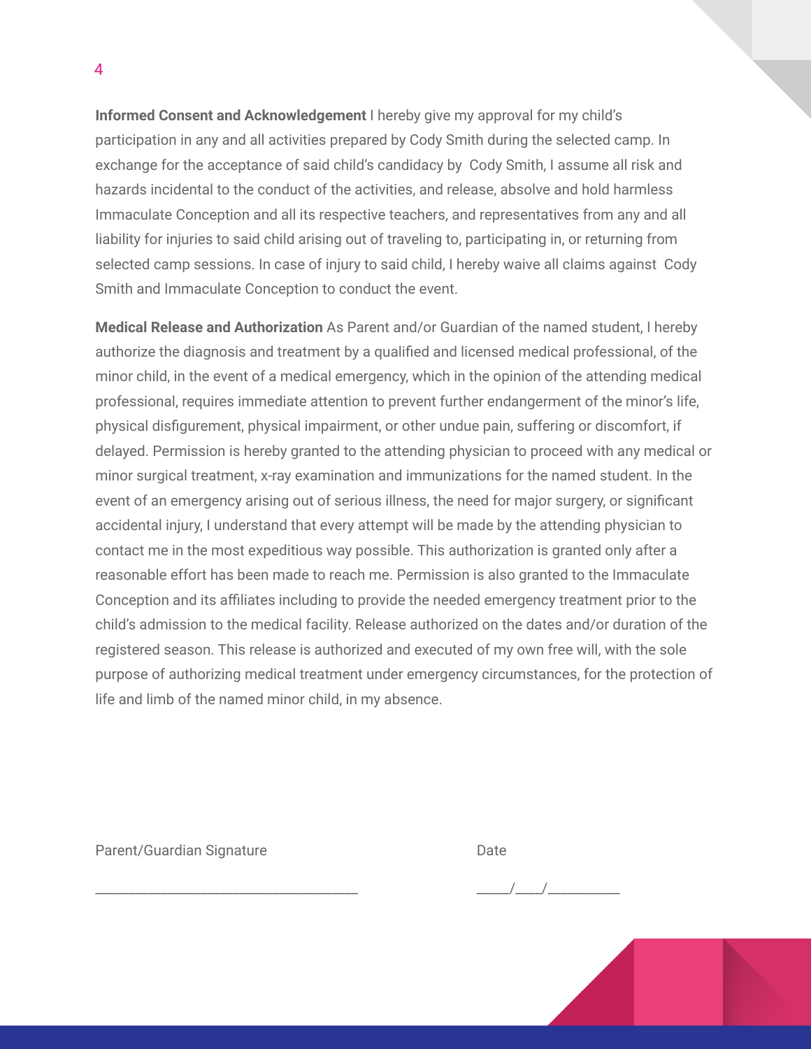**Informed Consent and Acknowledgement** I hereby give my approval for my child's participation in any and all activities prepared by Cody Smith during the selected camp. In exchange for the acceptance of said child's candidacy by Cody Smith, I assume all risk and hazards incidental to the conduct of the activities, and release, absolve and hold harmless Immaculate Conception and all its respective teachers, and representatives from any and all liability for injuries to said child arising out of traveling to, participating in, or returning from selected camp sessions. In case of injury to said child, I hereby waive all claims against Cody Smith and Immaculate Conception to conduct the event.

**Medical Release and Authorization** As Parent and/or Guardian of the named student, I hereby authorize the diagnosis and treatment by a qualified and licensed medical professional, of the minor child, in the event of a medical emergency, which in the opinion of the attending medical professional, requires immediate attention to prevent further endangerment of the minor's life, physical disfigurement, physical impairment, or other undue pain, suffering or discomfort, if delayed. Permission is hereby granted to the attending physician to proceed with any medical or minor surgical treatment, x-ray examination and immunizations for the named student. In the event of an emergency arising out of serious illness, the need for major surgery, or significant accidental injury, I understand that every attempt will be made by the attending physician to contact me in the most expeditious way possible. This authorization is granted only after a reasonable effort has been made to reach me. Permission is also granted to the Immaculate Conception and its affiliates including to provide the needed emergency treatment prior to the child's admission to the medical facility. Release authorized on the dates and/or duration of the registered season. This release is authorized and executed of my own free will, with the sole purpose of authorizing medical treatment under emergency circumstances, for the protection of life and limb of the named minor child, in my absence.

Parent/Guardian Signature

___________________________________

Date

_____/____/__________